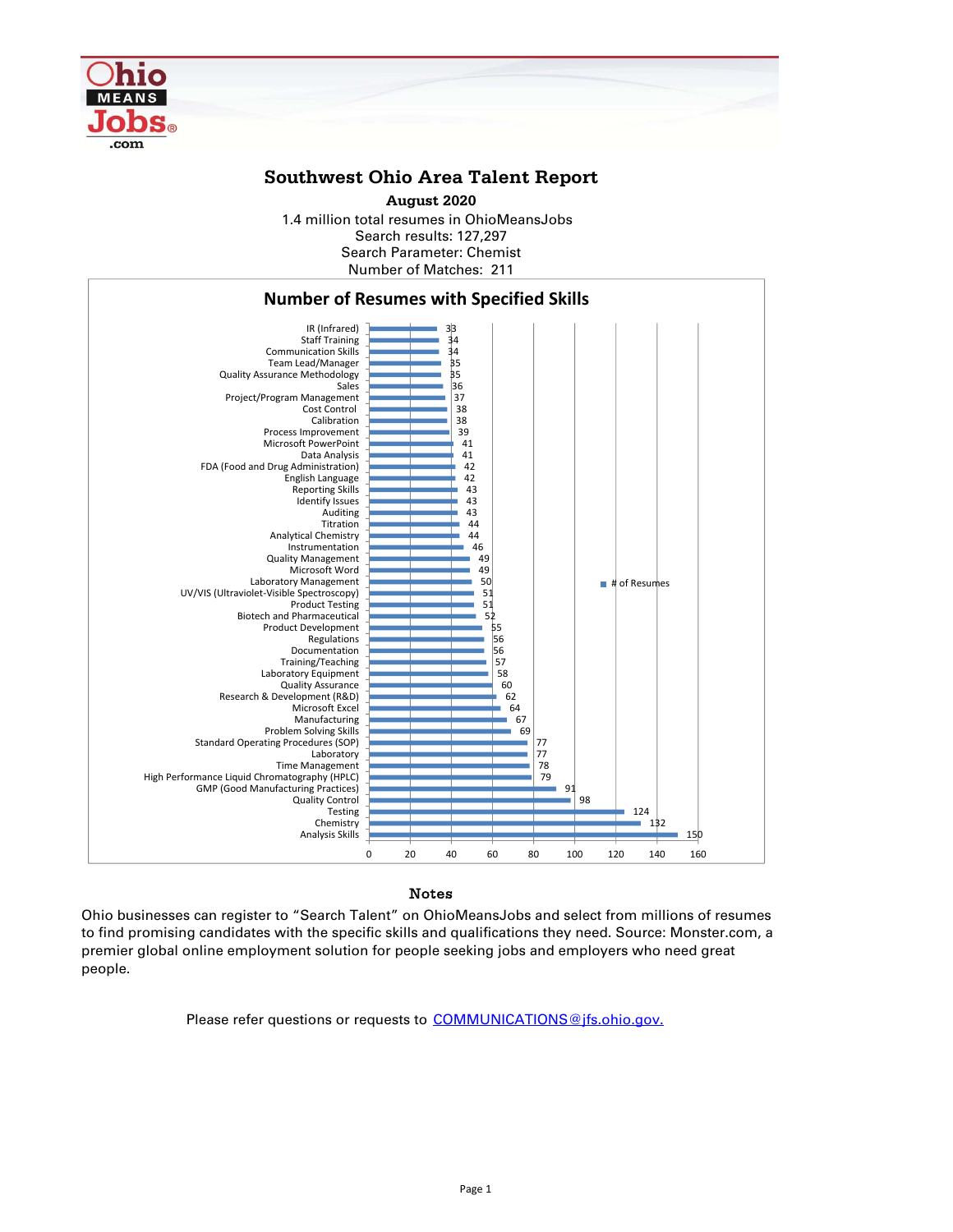# Southwest Ohio Area Talent Report

**August 2020**

1.4 million total resumes in OhioMeansJobs
Search results: 127,297
Search Parameter: Chemist
Number of Matches: 211

## Number of Resumes with Specified Skills

| Skill | # of Resumes |
|---|---|
| IR (Infrared) | 33 |
| Staff Training | 34 |
| Communication Skills | 34 |
| Team Lead/Manager | 35 |
| Quality Assurance Methodology | 35 |
| Sales | 36 |
| Project/Program Management | 37 |
| Cost Control | 38 |
| Calibration | 38 |
| Process Improvement | 39 |
| Microsoft PowerPoint | 41 |
| Data Analysis | 41 |
| FDA (Food and Drug Administration) | 42 |
| English Language | 42 |
| Reporting Skills | 43 |
| Identify Issues | 43 |
| Auditing | 43 |
| Titration | 44 |
| Analytical Chemistry | 44 |
| Instrumentation | 46 |
| Quality Management | 49 |
| Microsoft Word | 49 |
| Laboratory Management | 50 |
| UV/VIS (Ultraviolet-Visible Spectroscopy) | 51 |
| Product Testing | 51 |
| Biotech and Pharmaceutical | 52 |
| Product Development | 55 |
| Regulations | 56 |
| Documentation | 56 |
| Training/Teaching | 57 |
| Laboratory Equipment | 58 |
| Quality Assurance | 60 |
| Research & Development (R&D) | 62 |
| Microsoft Excel | 64 |
| Manufacturing | 67 |
| Problem Solving Skills | 69 |
| Standard Operating Procedures (SOP) | 77 |
| Laboratory | 77 |
| Time Management | 78 |
| High Performance Liquid Chromatography (HPLC) | 79 |
| GMP (Good Manufacturing Practices) | 91 |
| Quality Control | 98 |
| Testing | 124 |
| Chemistry | 132 |
| Analysis Skills | 150 |

### Notes

Ohio businesses can register to "Search Talent" on OhioMeansJobs and select from millions of resumes to find promising candidates with the specific skills and qualifications they need. Source: Monster.com, a premier global online employment solution for people seeking jobs and employers who need great people.

Please refer questions or requests to COMMUNICATIONS@jfs.ohio.gov.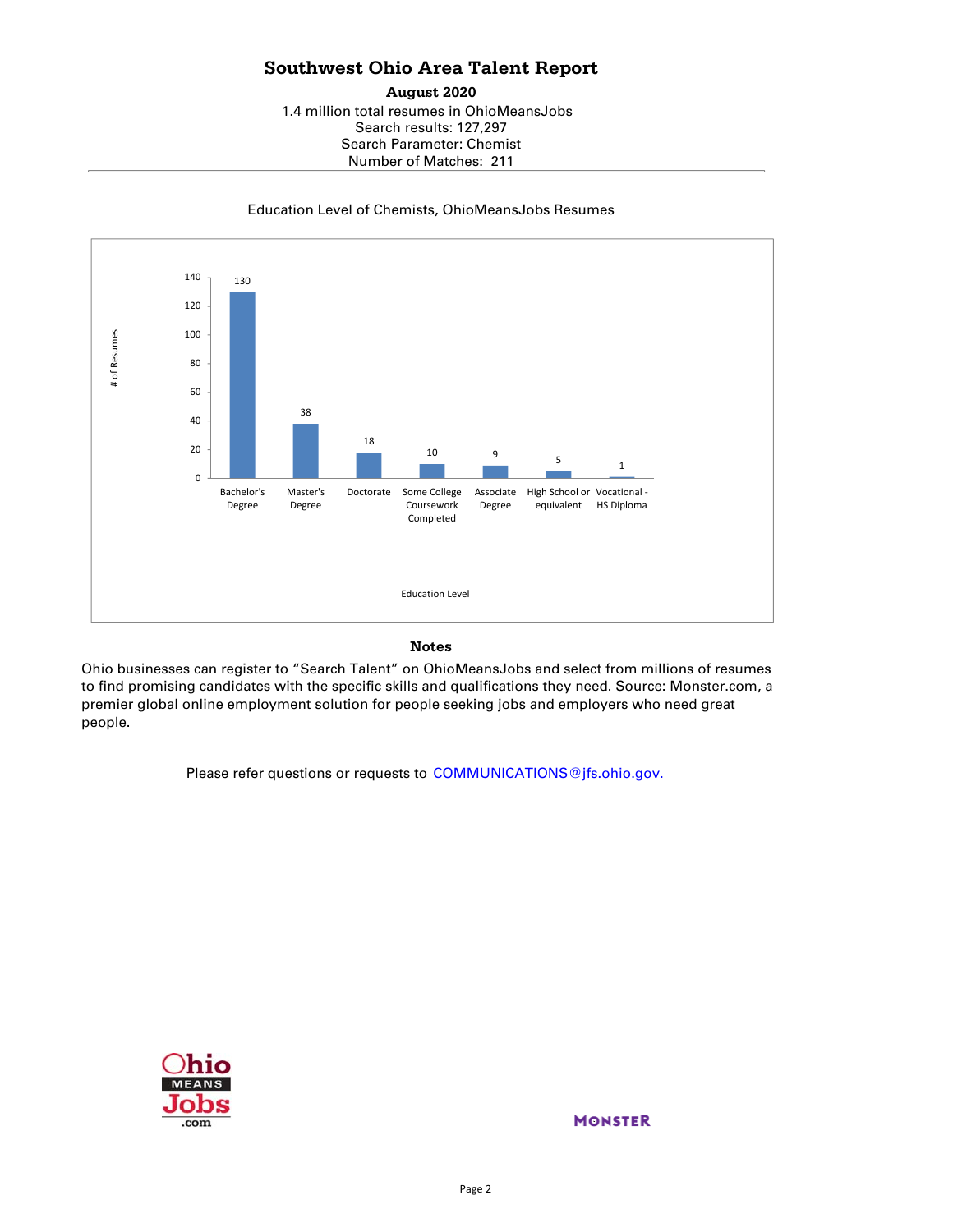# Southwest Ohio Area Talent Report

**August 2020**

1.4 million total resumes in OhioMeansJobs
Search results: 127,297
Search Parameter: Chemist
Number of Matches: 211

Education Level of Chemists, OhioMeansJobs Resumes

# of Resumes

140
120
100
80
60
40
20
0

130
38
18
10
9
5
1

Bachelor's Degree
Master's Degree
Doctorate
Some College Coursework Completed
Associate Degree
High School or equivalent
Vocational - HS Diploma

Education Level

## Notes

Ohio businesses can register to "Search Talent" on OhioMeansJobs and select from millions of resumes to find promising candidates with the specific skills and qualifications they need. Source: Monster.com, a premier global online employment solution for people seeking jobs and employers who need great people.

Please refer questions or requests to [COMMUNICATIONS@jfs.ohio.gov.](mailto:COMMUNICATIONS@jfs.ohio.gov)

Ohio MEANS Jobs .com

MONSTER